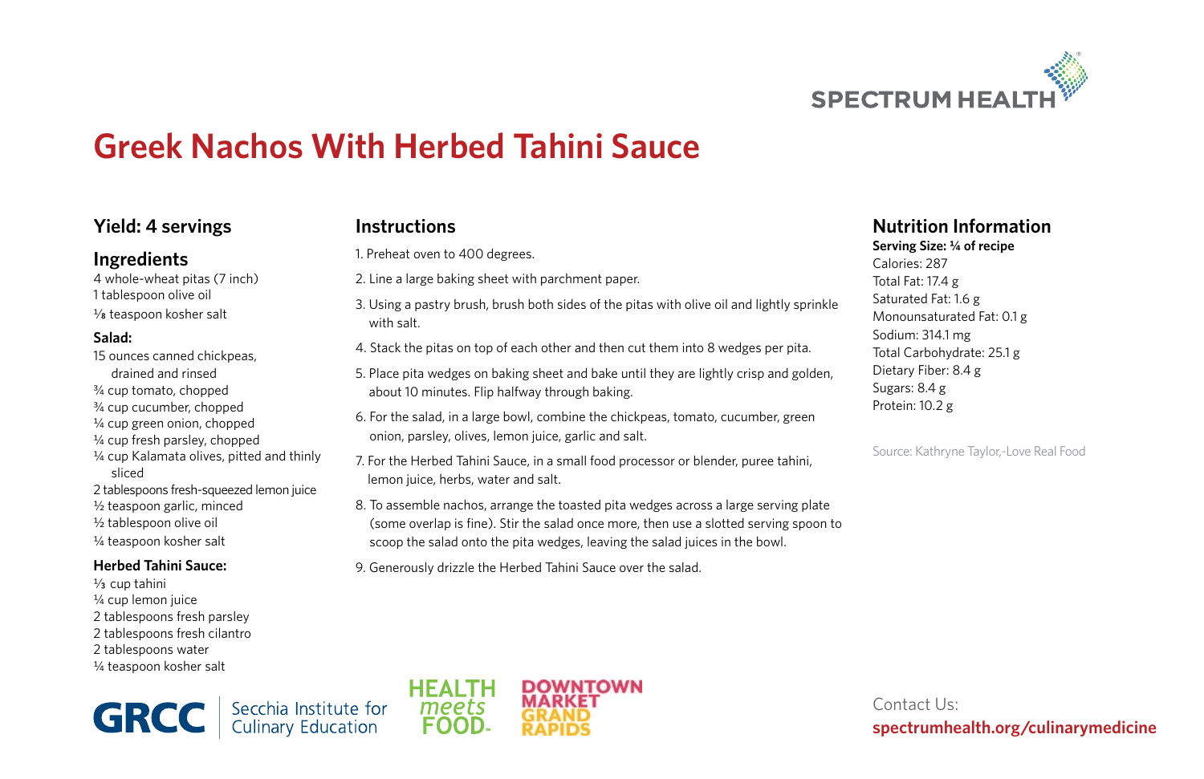# Greek Nachos With Herbed Tahini Sauce

## Yield: 4 servings

## Ingredients

4 whole-wheat pitas (7 inch)
1 tablespoon olive oil
⅛ teaspoon kosher salt

**Salad:**

15 ounces canned chickpeas, drained and rinsed
¾ cup tomato, chopped
¾ cup cucumber, chopped
¼ cup green onion, chopped
¼ cup fresh parsley, chopped
¼ cup Kalamata olives, pitted and thinly sliced
2 tablespoons fresh-squeezed lemon juice
½ teaspoon garlic, minced
½ tablespoon olive oil
¼ teaspoon kosher salt

**Herbed Tahini Sauce:**

⅓ cup tahini
¼ cup lemon juice
2 tablespoons fresh parsley
2 tablespoons fresh cilantro
2 tablespoons water
¼ teaspoon kosher salt

## Instructions

1. Preheat oven to 400 degrees.
2. Line a large baking sheet with parchment paper.
3. Using a pastry brush, brush both sides of the pitas with olive oil and lightly sprinkle with salt.
4. Stack the pitas on top of each other and then cut them into 8 wedges per pita.
5. Place pita wedges on baking sheet and bake until they are lightly crisp and golden, about 10 minutes. Flip halfway through baking.
6. For the salad, in a large bowl, combine the chickpeas, tomato, cucumber, green onion, parsley, olives, lemon juice, garlic and salt.
7. For the Herbed Tahini Sauce, in a small food processor or blender, puree tahini, lemon juice, herbs, water and salt.
8. To assemble nachos, arrange the toasted pita wedges across a large serving plate (some overlap is fine). Stir the salad once more, then use a slotted serving spoon to scoop the salad onto the pita wedges, leaving the salad juices in the bowl.
9. Generously drizzle the Herbed Tahini Sauce over the salad.

## Nutrition Information

**Serving Size: ¼ of recipe**

Calories: 287
Total Fat: 17.4 g
Saturated Fat: 1.6 g
Monounsaturated Fat: 0.1 g
Sodium: 314.1 mg
Total Carbohydrate: 25.1 g
Dietary Fiber: 8.4 g
Sugars: 8.4 g
Protein: 10.2 g

Source: Kathryne Taylor,-Love Real Food

GRCC Secchia Institute for Culinary Education

HEALTH meets FOOD

DOWNTOWN MARKET GRAND RAPIDS

Contact Us:
**spectrumhealth.org/culinarymedicine**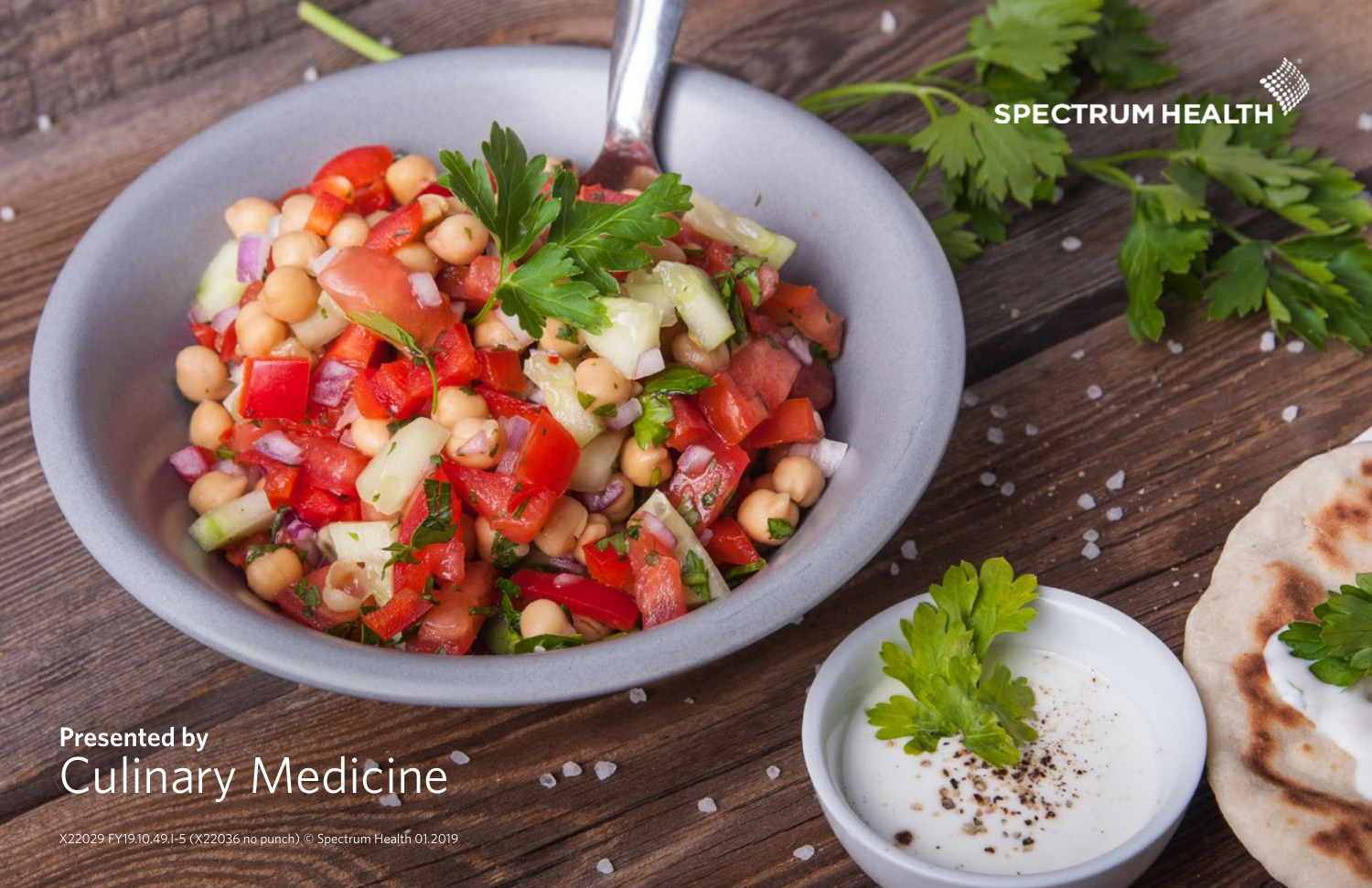SPECTRUM HEALTH

**Presented by**
Culinary Medicine

X22029 FY19.10.49.I-5 (X22036 no punch) © Spectrum Health 01.2019